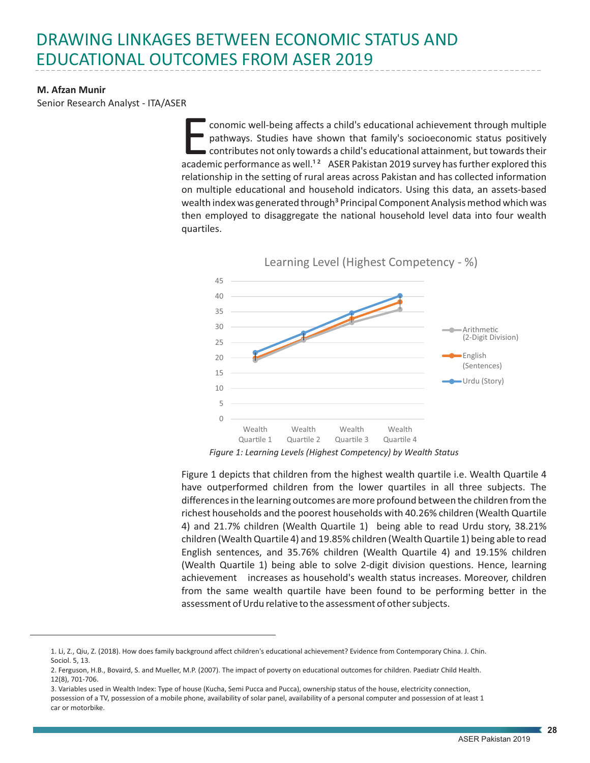# DRAWING LINKAGES BETWEEN ECONOMIC STATUS AND EDUCATIONAL OUTCOMES FROM ASER 2019

**M. Afzan Munir**

Senior Research Analyst - ITA/ASER

Economic well-being affects a child's educational achievement through multiple pathways. Studies have shown that family's socioeconomic status positively contributes not only towards a child's educational attainment, but towards their academic performance as well.[1 2] ASER Pakistan 2019 survey has further explored this relationship in the setting of rural areas across Pakistan and has collected information on multiple educational and household indicators. Using this data, an assets-based wealth index was generated through[3] Principal Component Analysis method which was then employed to disaggregate the national household level data into four wealth quartiles.

Learning Level (Highest Competency - %)

*Figure 1: Learning Levels (Highest Competency) by Wealth Status*

Figure 1 depicts that children from the highest wealth quartile i.e. Wealth Quartile 4 have outperformed children from the lower quartiles in all three subjects. The differences in the learning outcomes are more profound between the children from the richest households and the poorest households with 40.26% children (Wealth Quartile 4) and 21.7% children (Wealth Quartile 1) being able to read Urdu story, 38.21% children (Wealth Quartile 4) and 19.85% children (Wealth Quartile 1) being able to read English sentences, and 35.76% children (Wealth Quartile 4) and 19.15% children (Wealth Quartile 1) being able to solve 2-digit division questions. Hence, learning achievement increases as household's wealth status increases. Moreover, children from the same wealth quartile have been found to be performing better in the assessment of Urdu relative to the assessment of other subjects.

---

1. Li, Z., Qiu, Z. (2018). How does family background affect children's educational achievement? Evidence from Contemporary China. J. Chin. Sociol. 5, 13.
2. Ferguson, H.B., Bovaird, S. and Mueller, M.P. (2007). The impact of poverty on educational outcomes for children. Paediatr Child Health. 12(8), 701-706.
3. Variables used in Wealth Index: Type of house (Kucha, Semi Pucca and Pucca), ownership status of the house, electricity connection, possession of a TV, possession of a mobile phone, availability of solar panel, availability of a personal computer and possession of at least 1 car or motorbike.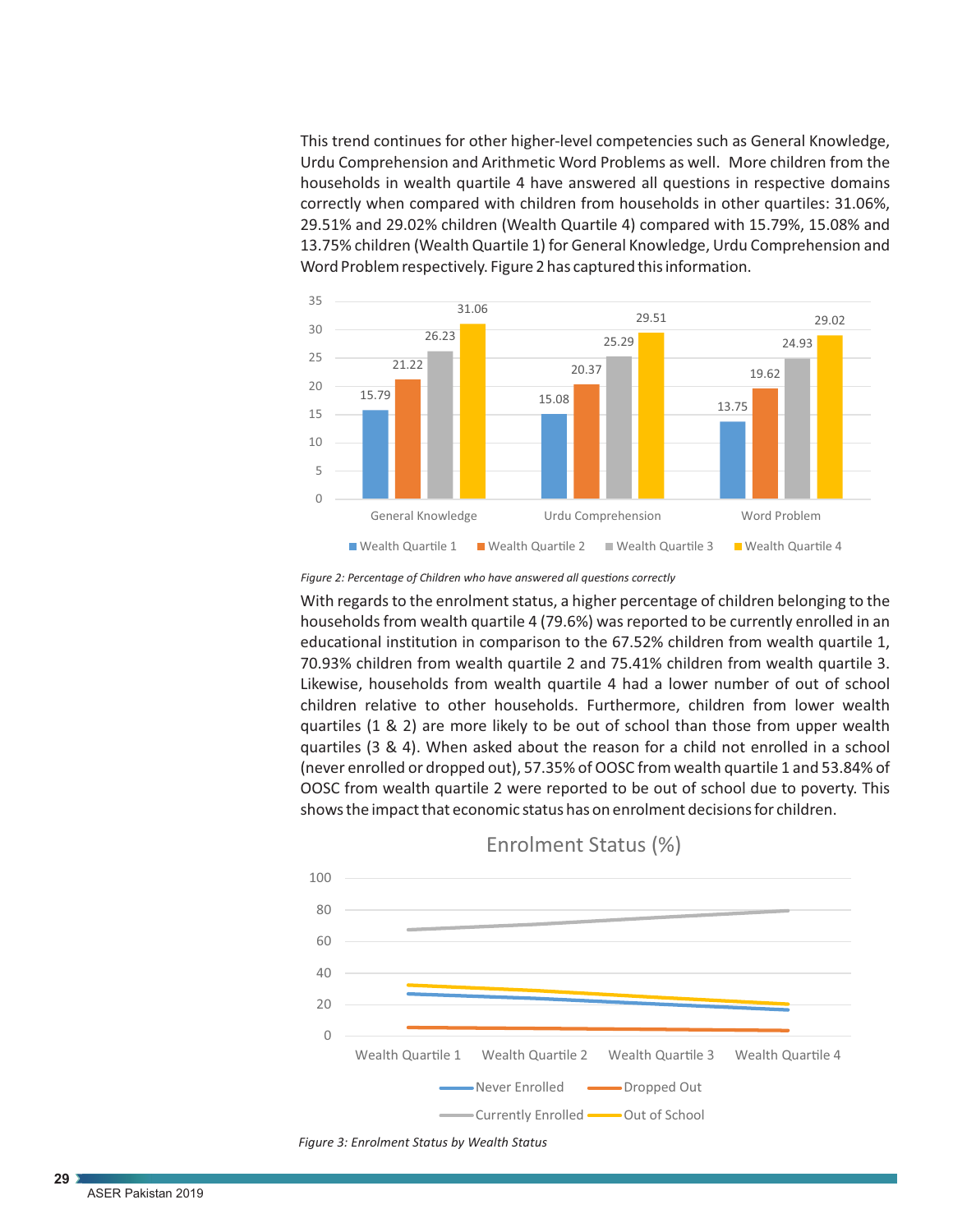This trend continues for other higher-level competencies such as General Knowledge, Urdu Comprehension and Arithmetic Word Problems as well. More children from the households in wealth quartile 4 have answered all questions in respective domains correctly when compared with children from households in other quartiles: 31.06%, 29.51% and 29.02% children (Wealth Quartile 4) compared with 15.79%, 15.08% and 13.75% children (Wealth Quartile 1) for General Knowledge, Urdu Comprehension and Word Problem respectively. Figure 2 has captured this information.

| | Wealth Quartile 1 | Wealth Quartile 2 | Wealth Quartile 3 | Wealth Quartile 4 |
|---|---|---|---|---|
| General Knowledge | 15.79 | 21.22 | 26.23 | 31.06 |
| Urdu Comprehension | 15.08 | 20.37 | 25.29 | 29.51 |
| Word Problem | 13.75 | 19.62 | 24.93 | 29.02 |

*Figure 2: Percentage of Children who have answered all questions correctly*

With regards to the enrolment status, a higher percentage of children belonging to the households from wealth quartile 4 (79.6%) was reported to be currently enrolled in an educational institution in comparison to the 67.52% children from wealth quartile 1, 70.93% children from wealth quartile 2 and 75.41% children from wealth quartile 3. Likewise, households from wealth quartile 4 had a lower number of out of school children relative to other households. Furthermore, children from lower wealth quartiles (1 & 2) are more likely to be out of school than those from upper wealth quartiles (3 & 4). When asked about the reason for a child not enrolled in a school (never enrolled or dropped out), 57.35% of OOSC from wealth quartile 1 and 53.84% of OOSC from wealth quartile 2 were reported to be out of school due to poverty. This shows the impact that economic status has on enrolment decisions for children.

**Enrolment Status (%)**

*Figure 3: Enrolment Status by Wealth Status*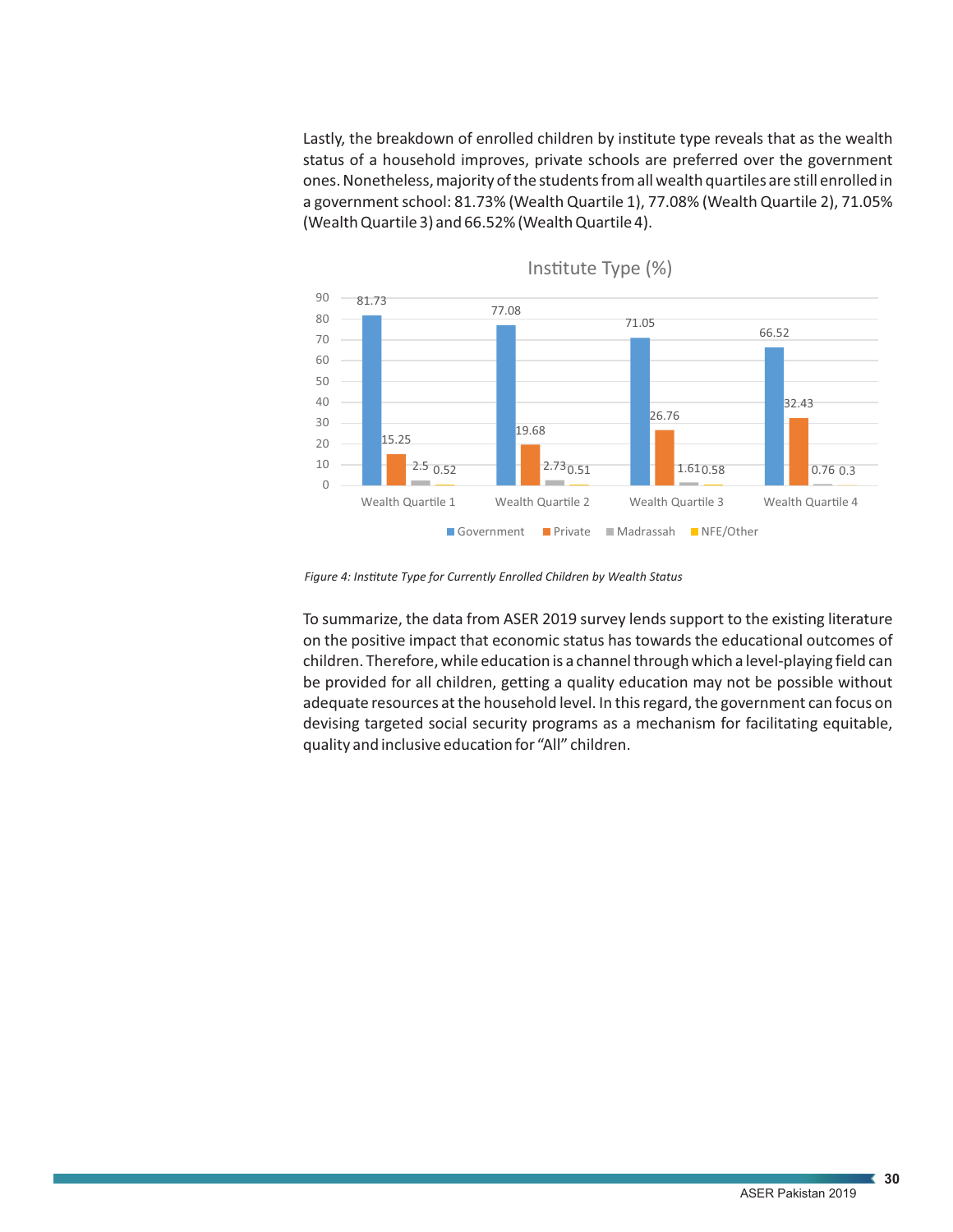Lastly, the breakdown of enrolled children by institute type reveals that as the wealth status of a household improves, private schools are preferred over the government ones. Nonetheless, majority of the students from all wealth quartiles are still enrolled in a government school: 81.73% (Wealth Quartile 1), 77.08% (Wealth Quartile 2), 71.05% (Wealth Quartile 3) and 66.52% (Wealth Quartile 4).

Institute Type (%)

90
80
70
60
50
40
30
20
10
0

81.73
15.25
2.5 0.52
77.08
19.68
2.73 0.51
71.05
26.76
1.61 0.58
66.52
32.43
0.76 0.3

Wealth Quartile 1
Wealth Quartile 2
Wealth Quartile 3
Wealth Quartile 4

Government
Private
Madrassah
NFE/Other

*Figure 4: Institute Type for Currently Enrolled Children by Wealth Status*

To summarize, the data from ASER 2019 survey lends support to the existing literature on the positive impact that economic status has towards the educational outcomes of children. Therefore, while education is a channel through which a level-playing field can be provided for all children, getting a quality education may not be possible without adequate resources at the household level. In this regard, the government can focus on devising targeted social security programs as a mechanism for facilitating equitable, quality and inclusive education for "All" children.